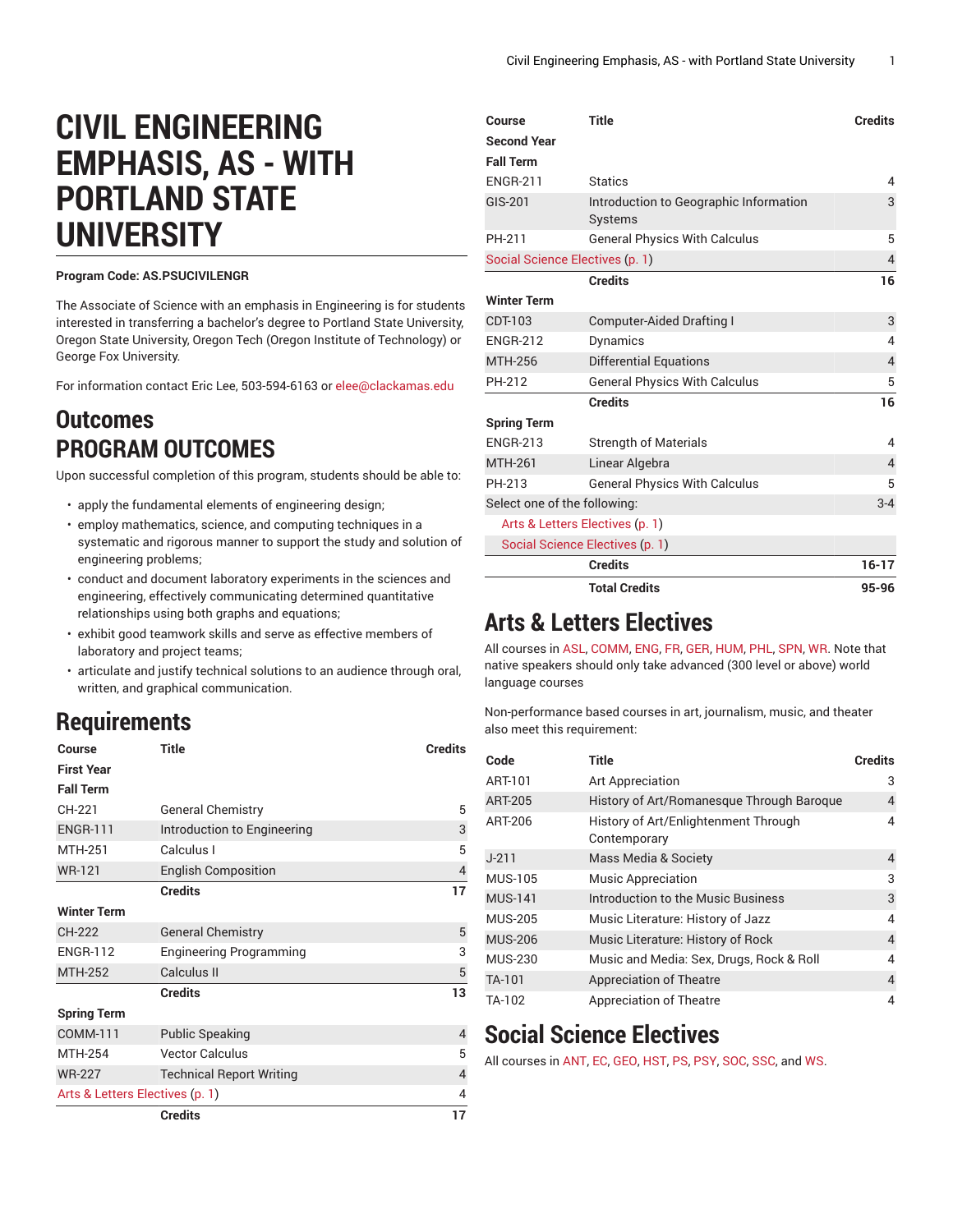# CIVIL ENGINEERING EMPHASIS, AS - WITH PORTLAND STATE UNIVERSITY

**Program Code: AS.PSUCIVILENGR**

The Associate of Science with an emphasis in Engineering is for students interested in transferring a bachelor's degree to Portland State University, Oregon State University, Oregon Tech (Oregon Institute of Technology) or George Fox University.

For information contact Eric Lee, 503-594-6163 or elee@clackamas.edu

## Outcomes

## PROGRAM OUTCOMES

Upon successful completion of this program, students should be able to:

- apply the fundamental elements of engineering design;
- employ mathematics, science, and computing techniques in a systematic and rigorous manner to support the study and solution of engineering problems;
- conduct and document laboratory experiments in the sciences and engineering, effectively communicating determined quantitative relationships using both graphs and equations;
- exhibit good teamwork skills and serve as effective members of laboratory and project teams;
- articulate and justify technical solutions to an audience through oral, written, and graphical communication.

## Requirements

| Course | Title | Credits |
|---|---|---|
| **First Year** | | |
| **Fall Term** | | |
| CH-221 | General Chemistry | 5 |
| ENGR-111 | Introduction to Engineering | 3 |
| MTH-251 | Calculus I | 5 |
| WR-121 | English Composition | 4 |
| | **Credits** | **17** |
| **Winter Term** | | |
| CH-222 | General Chemistry | 5 |
| ENGR-112 | Engineering Programming | 3 |
| MTH-252 | Calculus II | 5 |
| | **Credits** | **13** |
| **Spring Term** | | |
| COMM-111 | Public Speaking | 4 |
| MTH-254 | Vector Calculus | 5 |
| WR-227 | Technical Report Writing | 4 |
| Arts & Letters Electives (p. 1) | | 4 |
| | **Credits** | **17** |
| **Second Year** | | |
| **Fall Term** | | |
| ENGR-211 | Statics | 4 |
| GIS-201 | Introduction to Geographic Information Systems | 3 |
| PH-211 | General Physics With Calculus | 5 |
| Social Science Electives (p. 1) | | 4 |
| | **Credits** | **16** |
| **Winter Term** | | |
| CDT-103 | Computer-Aided Drafting I | 3 |
| ENGR-212 | Dynamics | 4 |
| MTH-256 | Differential Equations | 4 |
| PH-212 | General Physics With Calculus | 5 |
| | **Credits** | **16** |
| **Spring Term** | | |
| ENGR-213 | Strength of Materials | 4 |
| MTH-261 | Linear Algebra | 4 |
| PH-213 | General Physics With Calculus | 5 |
| Select one of the following: | | 3-4 |
| Arts & Letters Electives (p. 1) | | |
| Social Science Electives (p. 1) | | |
| | **Credits** | **16-17** |
| | **Total Credits** | **95-96** |

## Arts & Letters Electives

All courses in ASL, COMM, ENG, FR, GER, HUM, PHL, SPN, WR. Note that native speakers should only take advanced (300 level or above) world language courses

Non-performance based courses in art, journalism, music, and theater also meet this requirement:

| Code | Title | Credits |
|---|---|---|
| ART-101 | Art Appreciation | 3 |
| ART-205 | History of Art/Romanesque Through Baroque | 4 |
| ART-206 | History of Art/Enlightenment Through Contemporary | 4 |
| J-211 | Mass Media & Society | 4 |
| MUS-105 | Music Appreciation | 3 |
| MUS-141 | Introduction to the Music Business | 3 |
| MUS-205 | Music Literature: History of Jazz | 4 |
| MUS-206 | Music Literature: History of Rock | 4 |
| MUS-230 | Music and Media: Sex, Drugs, Rock & Roll | 4 |
| TA-101 | Appreciation of Theatre | 4 |
| TA-102 | Appreciation of Theatre | 4 |

## Social Science Electives

All courses in ANT, EC, GEO, HST, PS, PSY, SOC, SSC, and WS.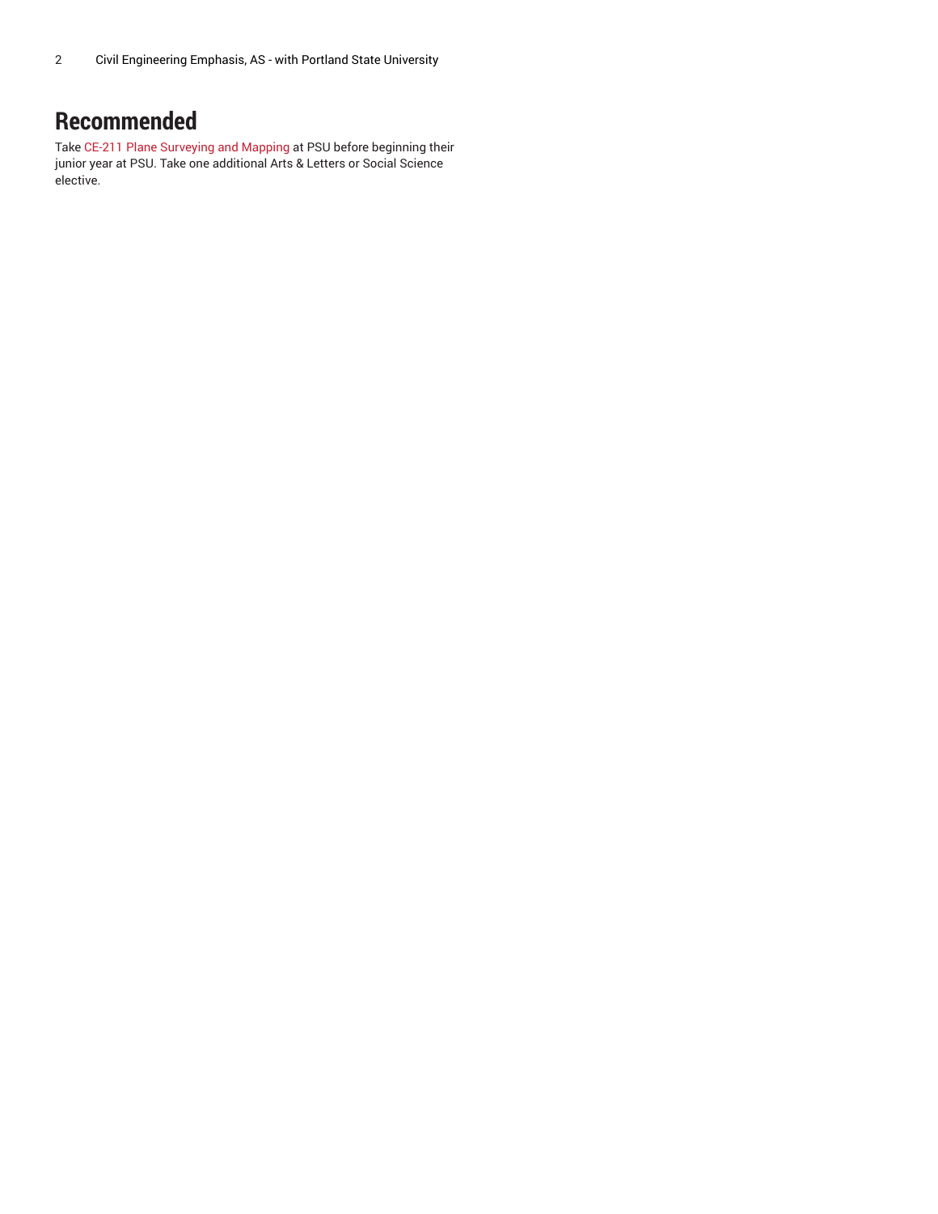## Recommended

Take CE-211 Plane Surveying and Mapping at PSU before beginning their junior year at PSU. Take one additional Arts & Letters or Social Science elective.